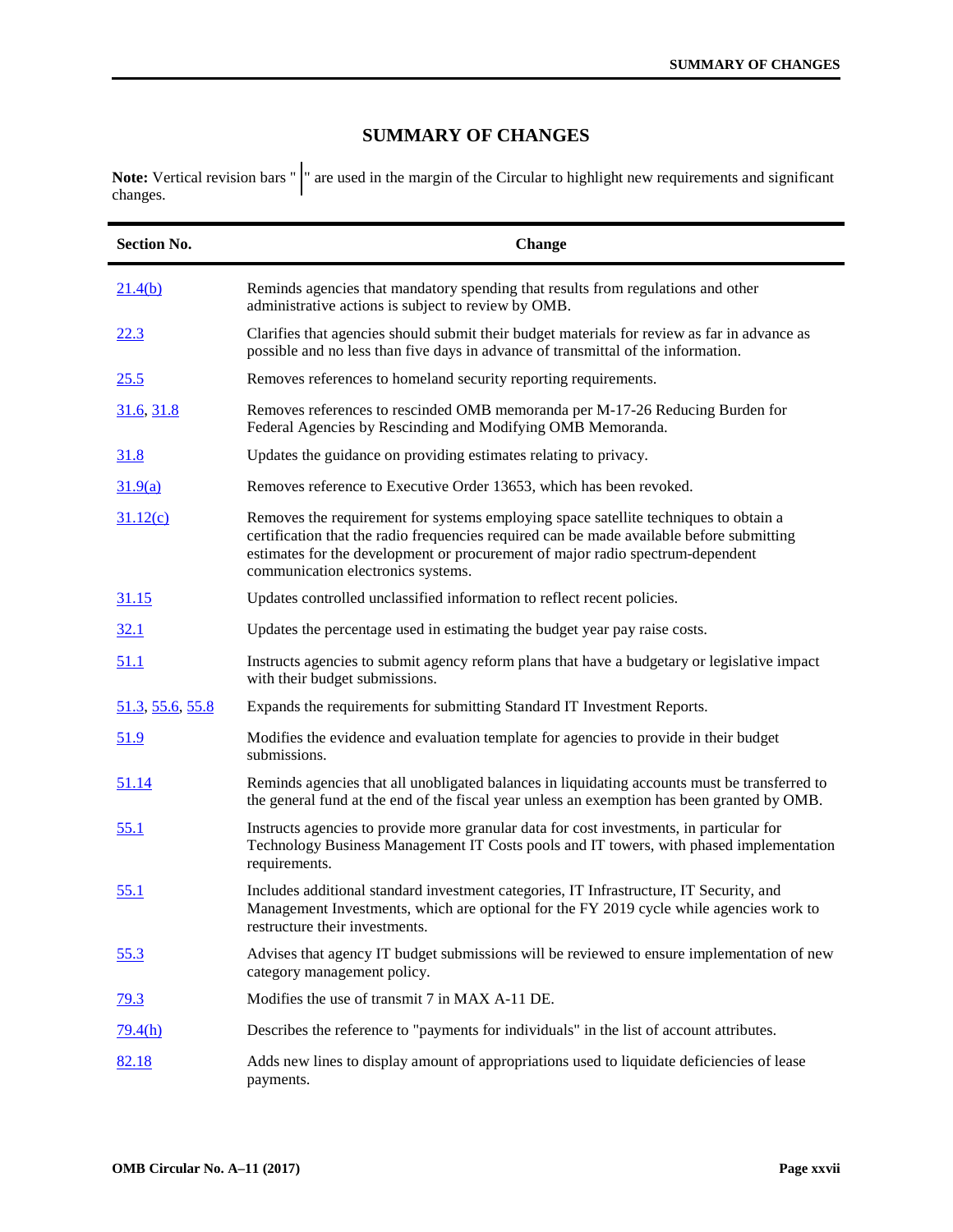# SUMMARY OF CHANGES

**Note:** Vertical revision bars " | " are used in the margin of the Circular to highlight new requirements and significant changes.

| Section No. | Change |
|---|---|
| 21.4(b) | Reminds agencies that mandatory spending that results from regulations and other administrative actions is subject to review by OMB. |
| 22.3 | Clarifies that agencies should submit their budget materials for review as far in advance as possible and no less than five days in advance of transmittal of the information. |
| 25.5 | Removes references to homeland security reporting requirements. |
| 31.6, 31.8 | Removes references to rescinded OMB memoranda per M-17-26 Reducing Burden for Federal Agencies by Rescinding and Modifying OMB Memoranda. |
| 31.8 | Updates the guidance on providing estimates relating to privacy. |
| 31.9(a) | Removes reference to Executive Order 13653, which has been revoked. |
| 31.12(c) | Removes the requirement for systems employing space satellite techniques to obtain a certification that the radio frequencies required can be made available before submitting estimates for the development or procurement of major radio spectrum-dependent communication electronics systems. |
| 31.15 | Updates controlled unclassified information to reflect recent policies. |
| 32.1 | Updates the percentage used in estimating the budget year pay raise costs. |
| 51.1 | Instructs agencies to submit agency reform plans that have a budgetary or legislative impact with their budget submissions. |
| 51.3, 55.6, 55.8 | Expands the requirements for submitting Standard IT Investment Reports. |
| 51.9 | Modifies the evidence and evaluation template for agencies to provide in their budget submissions. |
| 51.14 | Reminds agencies that all unobligated balances in liquidating accounts must be transferred to the general fund at the end of the fiscal year unless an exemption has been granted by OMB. |
| 55.1 | Instructs agencies to provide more granular data for cost investments, in particular for Technology Business Management IT Costs pools and IT towers, with phased implementation requirements. |
| 55.1 | Includes additional standard investment categories, IT Infrastructure, IT Security, and Management Investments, which are optional for the FY 2019 cycle while agencies work to restructure their investments. |
| 55.3 | Advises that agency IT budget submissions will be reviewed to ensure implementation of new category management policy. |
| 79.3 | Modifies the use of transmit 7 in MAX A-11 DE. |
| 79.4(h) | Describes the reference to "payments for individuals" in the list of account attributes. |
| 82.18 | Adds new lines to display amount of appropriations used to liquidate deficiencies of lease payments. |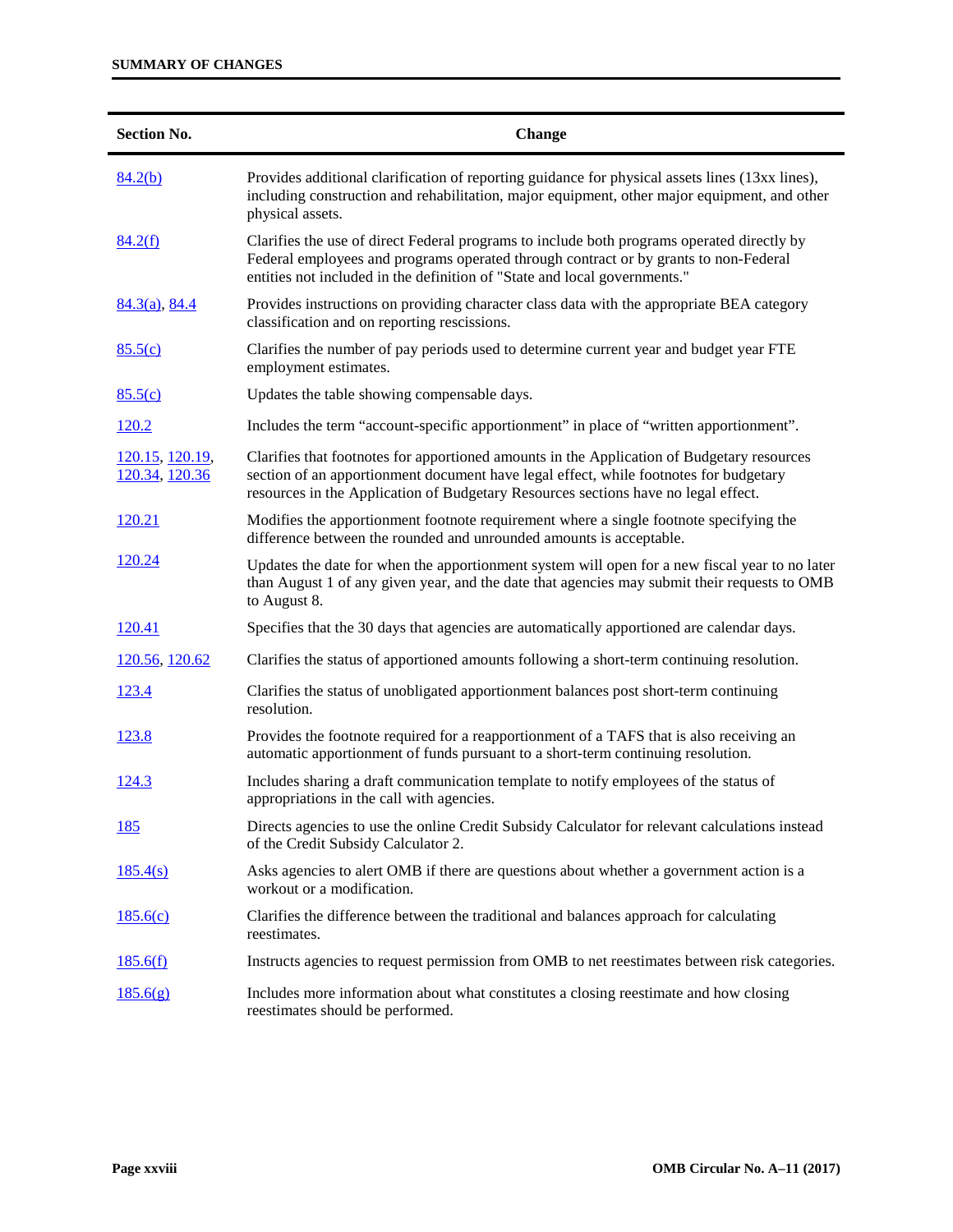**SUMMARY OF CHANGES**

| Section No. | Change |
|---|---|
| 84.2(b) | Provides additional clarification of reporting guidance for physical assets lines (13xx lines), including construction and rehabilitation, major equipment, other major equipment, and other physical assets. |
| 84.2(f) | Clarifies the use of direct Federal programs to include both programs operated directly by Federal employees and programs operated through contract or by grants to non-Federal entities not included in the definition of "State and local governments." |
| 84.3(a), 84.4 | Provides instructions on providing character class data with the appropriate BEA category classification and on reporting rescissions. |
| 85.5(c) | Clarifies the number of pay periods used to determine current year and budget year FTE employment estimates. |
| 85.5(c) | Updates the table showing compensable days. |
| 120.2 | Includes the term "account-specific apportionment" in place of "written apportionment". |
| 120.15, 120.19, 120.34, 120.36 | Clarifies that footnotes for apportioned amounts in the Application of Budgetary resources section of an apportionment document have legal effect, while footnotes for budgetary resources in the Application of Budgetary Resources sections have no legal effect. |
| 120.21 | Modifies the apportionment footnote requirement where a single footnote specifying the difference between the rounded and unrounded amounts is acceptable. |
| 120.24 | Updates the date for when the apportionment system will open for a new fiscal year to no later than August 1 of any given year, and the date that agencies may submit their requests to OMB to August 8. |
| 120.41 | Specifies that the 30 days that agencies are automatically apportioned are calendar days. |
| 120.56, 120.62 | Clarifies the status of apportioned amounts following a short-term continuing resolution. |
| 123.4 | Clarifies the status of unobligated apportionment balances post short-term continuing resolution. |
| 123.8 | Provides the footnote required for a reapportionment of a TAFS that is also receiving an automatic apportionment of funds pursuant to a short-term continuing resolution. |
| 124.3 | Includes sharing a draft communication template to notify employees of the status of appropriations in the call with agencies. |
| 185 | Directs agencies to use the online Credit Subsidy Calculator for relevant calculations instead of the Credit Subsidy Calculator 2. |
| 185.4(s) | Asks agencies to alert OMB if there are questions about whether a government action is a workout or a modification. |
| 185.6(c) | Clarifies the difference between the traditional and balances approach for calculating reestimates. |
| 185.6(f) | Instructs agencies to request permission from OMB to net reestimates between risk categories. |
| 185.6(g) | Includes more information about what constitutes a closing reestimate and how closing reestimates should be performed. |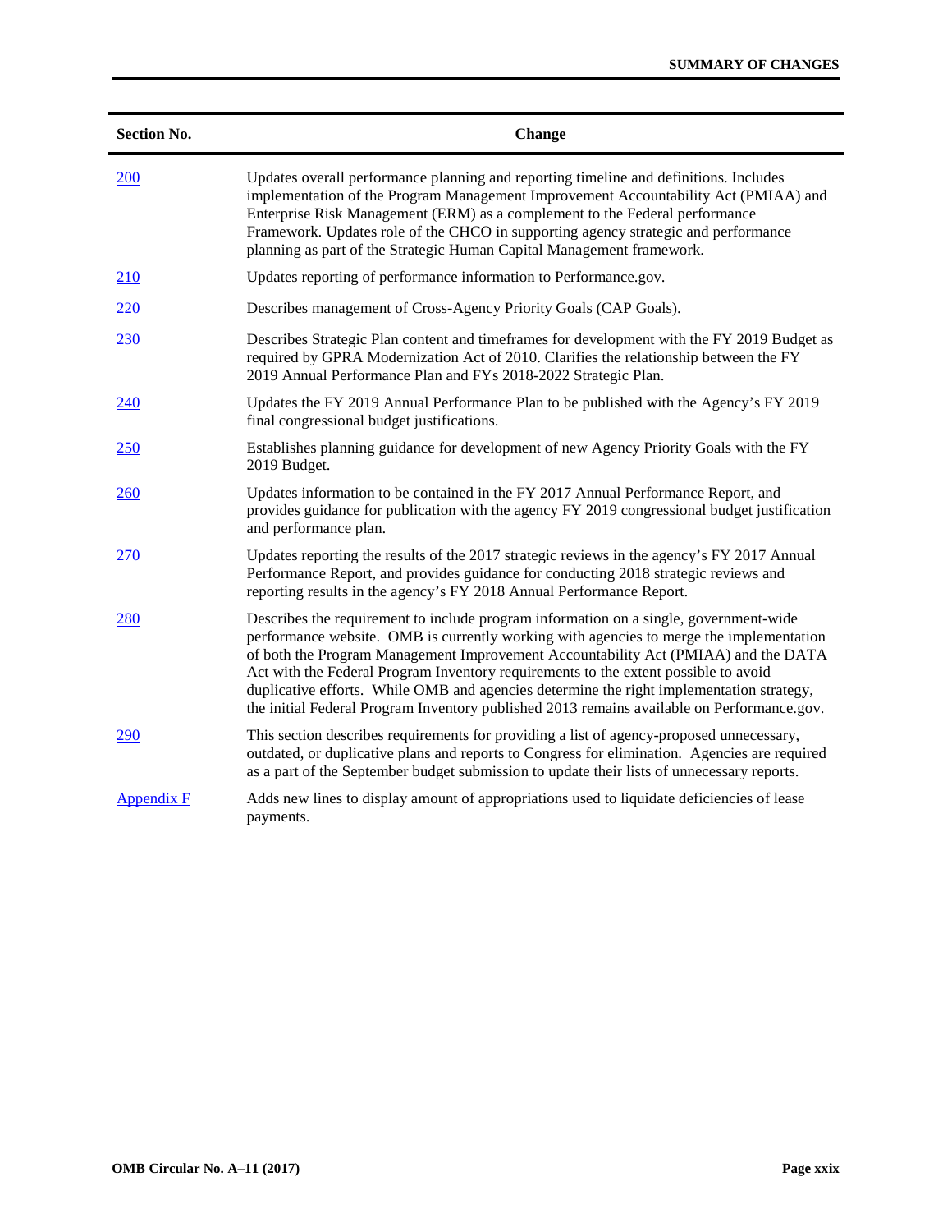| Section No. | Change |
| --- | --- |
| [200]() | Updates overall performance planning and reporting timeline and definitions. Includes implementation of the Program Management Improvement Accountability Act (PMIAA) and Enterprise Risk Management (ERM) as a complement to the Federal performance Framework. Updates role of the CHCO in supporting agency strategic and performance planning as part of the Strategic Human Capital Management framework. |
| [210]() | Updates reporting of performance information to Performance.gov. |
| [220]() | Describes management of Cross-Agency Priority Goals (CAP Goals). |
| [230]() | Describes Strategic Plan content and timeframes for development with the FY 2019 Budget as required by GPRA Modernization Act of 2010. Clarifies the relationship between the FY 2019 Annual Performance Plan and FYs 2018-2022 Strategic Plan. |
| [240]() | Updates the FY 2019 Annual Performance Plan to be published with the Agency's FY 2019 final congressional budget justifications. |
| [250]() | Establishes planning guidance for development of new Agency Priority Goals with the FY 2019 Budget. |
| [260]() | Updates information to be contained in the FY 2017 Annual Performance Report, and provides guidance for publication with the agency FY 2019 congressional budget justification and performance plan. |
| [270]() | Updates reporting the results of the 2017 strategic reviews in the agency's FY 2017 Annual Performance Report, and provides guidance for conducting 2018 strategic reviews and reporting results in the agency's FY 2018 Annual Performance Report. |
| [280]() | Describes the requirement to include program information on a single, government-wide performance website. OMB is currently working with agencies to merge the implementation of both the Program Management Improvement Accountability Act (PMIAA) and the DATA Act with the Federal Program Inventory requirements to the extent possible to avoid duplicative efforts. While OMB and agencies determine the right implementation strategy, the initial Federal Program Inventory published 2013 remains available on Performance.gov. |
| [290]() | This section describes requirements for providing a list of agency-proposed unnecessary, outdated, or duplicative plans and reports to Congress for elimination. Agencies are required as a part of the September budget submission to update their lists of unnecessary reports. |
| [Appendix F]() | Adds new lines to display amount of appropriations used to liquidate deficiencies of lease payments. |